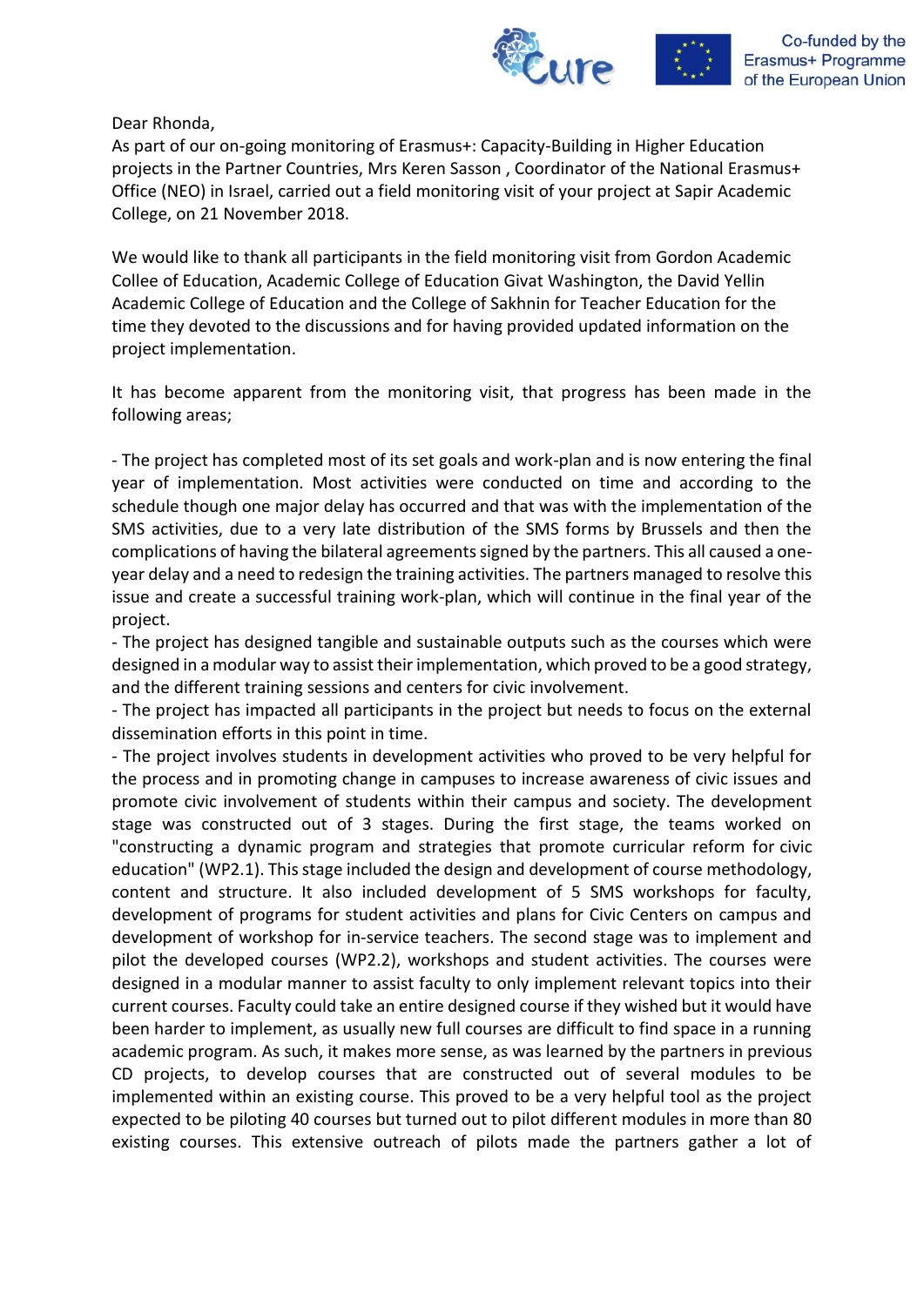Dear Rhonda,
As part of our on-going monitoring of Erasmus+: Capacity-Building in Higher Education projects in the Partner Countries, Mrs Keren Sasson , Coordinator of the National Erasmus+ Office (NEO) in Israel, carried out a field monitoring visit of your project at Sapir Academic College, on 21 November 2018.

We would like to thank all participants in the field monitoring visit from Gordon Academic Collee of Education, Academic College of Education Givat Washington, the David Yellin Academic College of Education and the College of Sakhnin for Teacher Education for the time they devoted to the discussions and for having provided updated information on the project implementation.

It has become apparent from the monitoring visit, that progress has been made in the following areas;

- The project has completed most of its set goals and work-plan and is now entering the final year of implementation. Most activities were conducted on time and according to the schedule though one major delay has occurred and that was with the implementation of the SMS activities, due to a very late distribution of the SMS forms by Brussels and then the complications of having the bilateral agreements signed by the partners. This all caused a one-year delay and a need to redesign the training activities. The partners managed to resolve this issue and create a successful training work-plan, which will continue in the final year of the project.
- The project has designed tangible and sustainable outputs such as the courses which were designed in a modular way to assist their implementation, which proved to be a good strategy, and the different training sessions and centers for civic involvement.
- The project has impacted all participants in the project but needs to focus on the external dissemination efforts in this point in time.
- The project involves students in development activities who proved to be very helpful for the process and in promoting change in campuses to increase awareness of civic issues and promote civic involvement of students within their campus and society. The development stage was constructed out of 3 stages. During the first stage, the teams worked on "constructing a dynamic program and strategies that promote curricular reform for civic education" (WP2.1). This stage included the design and development of course methodology, content and structure. It also included development of 5 SMS workshops for faculty, development of programs for student activities and plans for Civic Centers on campus and development of workshop for in-service teachers. The second stage was to implement and pilot the developed courses (WP2.2), workshops and student activities. The courses were designed in a modular manner to assist faculty to only implement relevant topics into their current courses. Faculty could take an entire designed course if they wished but it would have been harder to implement, as usually new full courses are difficult to find space in a running academic program. As such, it makes more sense, as was learned by the partners in previous CD projects, to develop courses that are constructed out of several modules to be implemented within an existing course. This proved to be a very helpful tool as the project expected to be piloting 40 courses but turned out to pilot different modules in more than 80 existing courses. This extensive outreach of pilots made the partners gather a lot of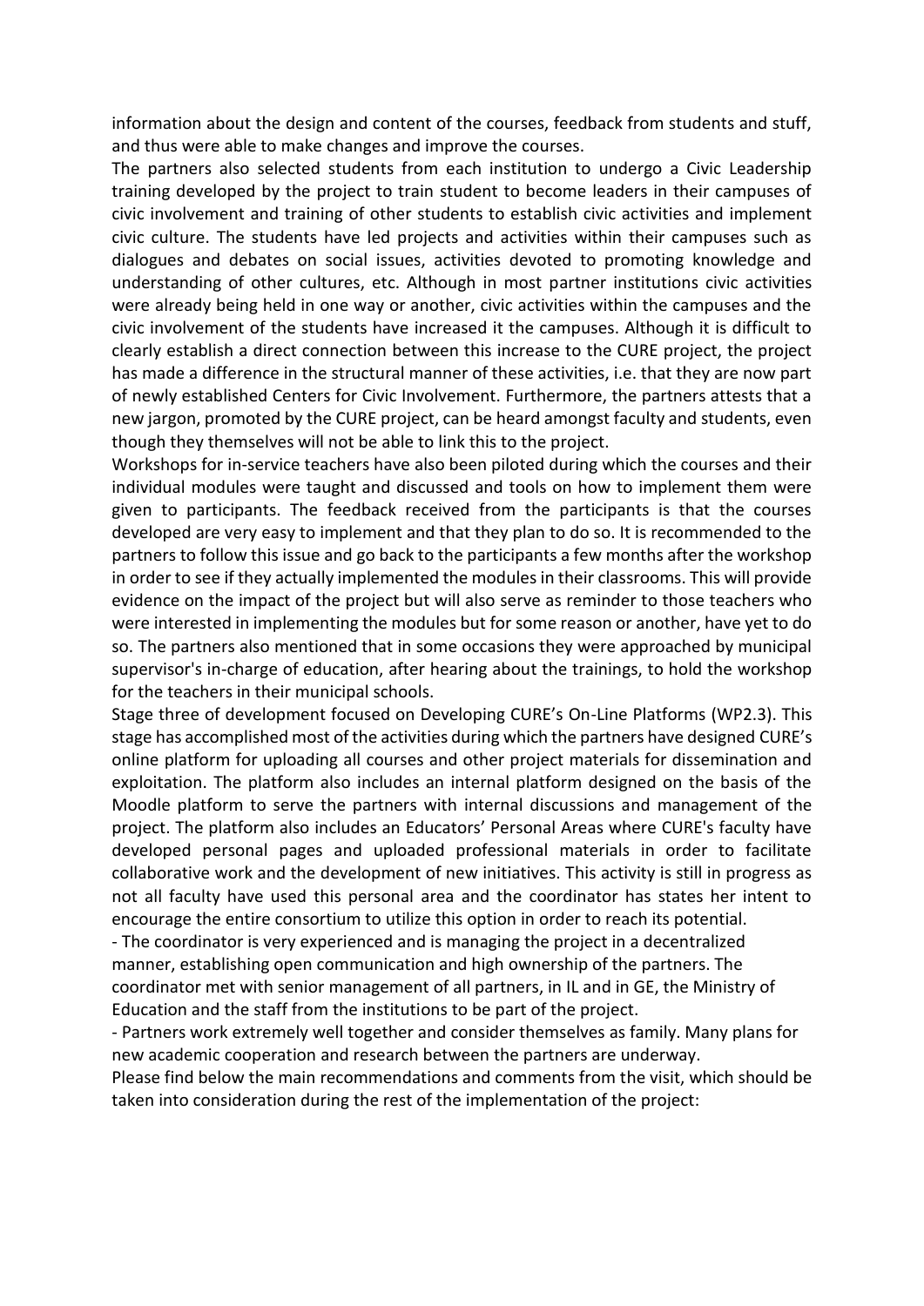information about the design and content of the courses, feedback from students and stuff, and thus were able to make changes and improve the courses.

The partners also selected students from each institution to undergo a Civic Leadership training developed by the project to train student to become leaders in their campuses of civic involvement and training of other students to establish civic activities and implement civic culture. The students have led projects and activities within their campuses such as dialogues and debates on social issues, activities devoted to promoting knowledge and understanding of other cultures, etc. Although in most partner institutions civic activities were already being held in one way or another, civic activities within the campuses and the civic involvement of the students have increased it the campuses. Although it is difficult to clearly establish a direct connection between this increase to the CURE project, the project has made a difference in the structural manner of these activities, i.e. that they are now part of newly established Centers for Civic Involvement. Furthermore, the partners attests that a new jargon, promoted by the CURE project, can be heard amongst faculty and students, even though they themselves will not be able to link this to the project.

Workshops for in-service teachers have also been piloted during which the courses and their individual modules were taught and discussed and tools on how to implement them were given to participants. The feedback received from the participants is that the courses developed are very easy to implement and that they plan to do so. It is recommended to the partners to follow this issue and go back to the participants a few months after the workshop in order to see if they actually implemented the modules in their classrooms. This will provide evidence on the impact of the project but will also serve as reminder to those teachers who were interested in implementing the modules but for some reason or another, have yet to do so. The partners also mentioned that in some occasions they were approached by municipal supervisor's in-charge of education, after hearing about the trainings, to hold the workshop for the teachers in their municipal schools.

Stage three of development focused on Developing CURE's On-Line Platforms (WP2.3). This stage has accomplished most of the activities during which the partners have designed CURE's online platform for uploading all courses and other project materials for dissemination and exploitation. The platform also includes an internal platform designed on the basis of the Moodle platform to serve the partners with internal discussions and management of the project. The platform also includes an Educators' Personal Areas where CURE's faculty have developed personal pages and uploaded professional materials in order to facilitate collaborative work and the development of new initiatives. This activity is still in progress as not all faculty have used this personal area and the coordinator has states her intent to encourage the entire consortium to utilize this option in order to reach its potential.

- The coordinator is very experienced and is managing the project in a decentralized manner, establishing open communication and high ownership of the partners. The coordinator met with senior management of all partners, in IL and in GE, the Ministry of Education and the staff from the institutions to be part of the project.
- Partners work extremely well together and consider themselves as family. Many plans for new academic cooperation and research between the partners are underway.

Please find below the main recommendations and comments from the visit, which should be taken into consideration during the rest of the implementation of the project: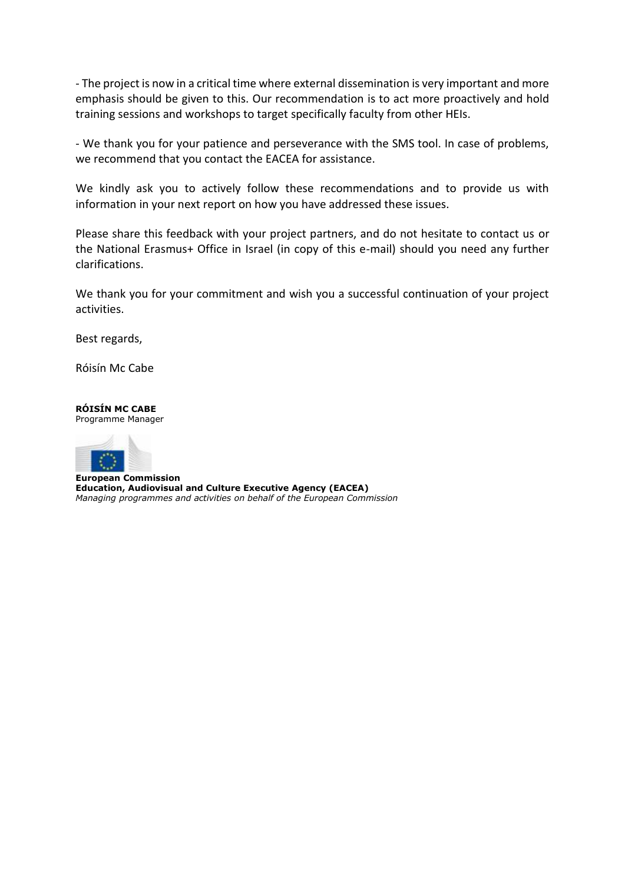- The project is now in a critical time where external dissemination is very important and more emphasis should be given to this. Our recommendation is to act more proactively and hold training sessions and workshops to target specifically faculty from other HEIs.

- We thank you for your patience and perseverance with the SMS tool. In case of problems, we recommend that you contact the EACEA for assistance.

We kindly ask you to actively follow these recommendations and to provide us with information in your next report on how you have addressed these issues.

Please share this feedback with your project partners, and do not hesitate to contact us or the National Erasmus+ Office in Israel (in copy of this e-mail) should you need any further clarifications.

We thank you for your commitment and wish you a successful continuation of your project activities.

Best regards,

Róisín Mc Cabe

**RÓISÍN MC CABE**
Programme Manager

**European Commission**
**Education, Audiovisual and Culture Executive Agency (EACEA)**
*Managing programmes and activities on behalf of the European Commission*